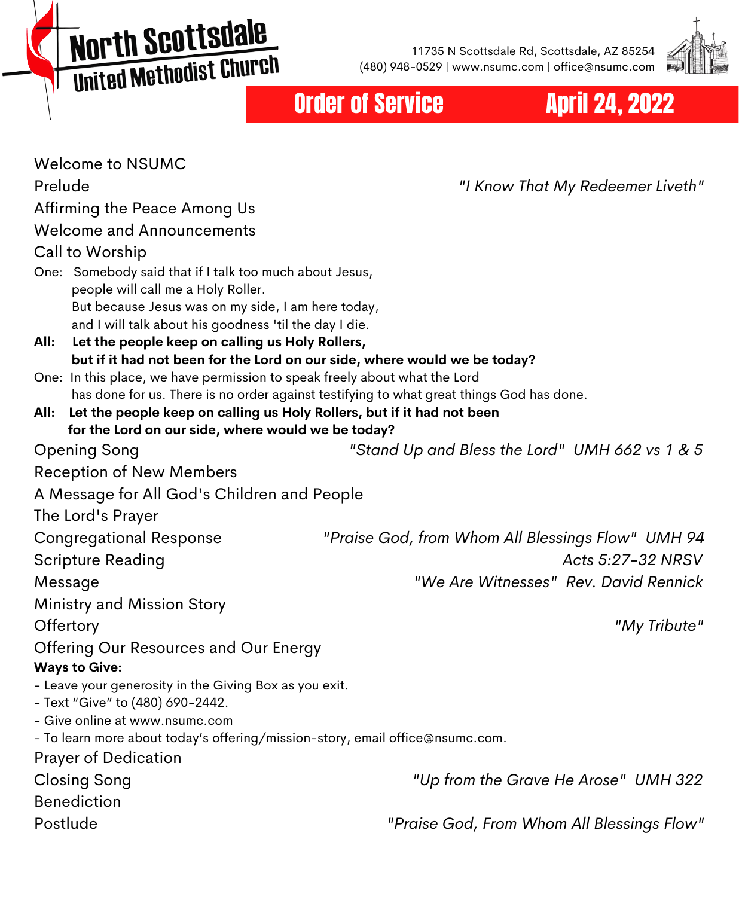# North Scottsdale United Methodist Church

11735 N Scottsdale Rd, Scottsdale, AZ 85254
(480) 948-0529 | www.nsumc.com | office@nsumc.com

## Order of Service — April 24, 2022

Welcome to NSUMC

Prelude — *"I Know That My Redeemer Liveth"*

Affirming the Peace Among Us

Welcome and Announcements

Call to Worship

One: Somebody said that if I talk too much about Jesus,
people will call me a Holy Roller.
But because Jesus was on my side, I am here today,
and I will talk about his goodness 'til the day I die.

**All: Let the people keep on calling us Holy Rollers,
but if it had not been for the Lord on our side, where would we be today?**

One: In this place, we have permission to speak freely about what the Lord
has done for us. There is no order against testifying to what great things God has done.

**All: Let the people keep on calling us Holy Rollers, but if it had not been
for the Lord on our side, where would we be today?**

Opening Song — *"Stand Up and Bless the Lord" UMH 662 vs 1 & 5*

Reception of New Members

A Message for All God's Children and People

The Lord's Prayer

Congregational Response — *"Praise God, from Whom All Blessings Flow" UMH 94*

Scripture Reading — *Acts 5:27-32 NRSV*

Message — *"We Are Witnesses" Rev. David Rennick*

Ministry and Mission Story

Offertory — *"My Tribute"*

Offering Our Resources and Our Energy

**Ways to Give:**

- Leave your generosity in the Giving Box as you exit.
- Text "Give" to (480) 690-2442.
- Give online at www.nsumc.com
- To learn more about today's offering/mission-story, email office@nsumc.com.

Prayer of Dedication

Closing Song — *"Up from the Grave He Arose" UMH 322*

Benediction

Postlude — *"Praise God, From Whom All Blessings Flow"*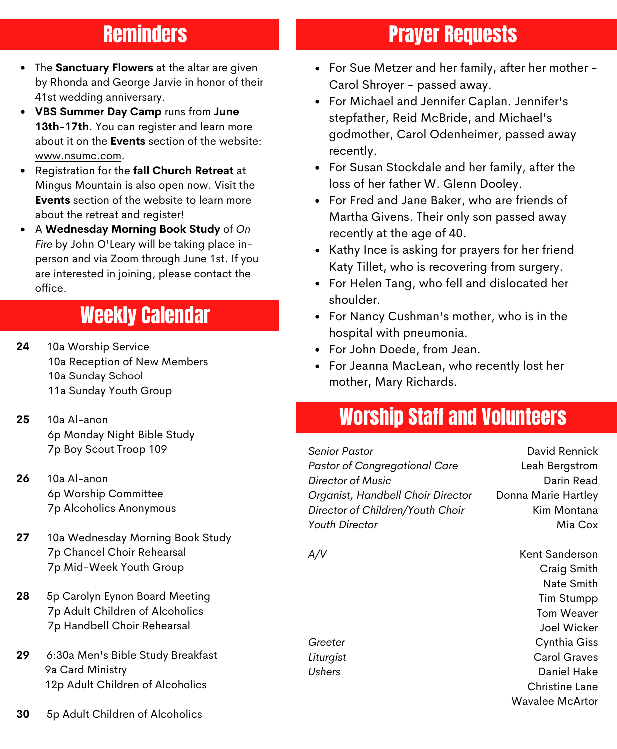## Reminders

- The **Sanctuary Flowers** at the altar are given by Rhonda and George Jarvie in honor of their 41st wedding anniversary.
- **VBS Summer Day Camp** runs from **June 13th-17th**. You can register and learn more about it on the **Events** section of the website: www.nsumc.com.
- Registration for the **fall Church Retreat** at Mingus Mountain is also open now. Visit the **Events** section of the website to learn more about the retreat and register!
- A **Wednesday Morning Book Study** of *On Fire* by John O'Leary will be taking place in-person and via Zoom through June 1st. If you are interested in joining, please contact the office.

## Weekly Calendar

**24** 10a Worship Service
10a Reception of New Members
10a Sunday School
11a Sunday Youth Group

**25** 10a Al-anon
6p Monday Night Bible Study
7p Boy Scout Troop 109

**26** 10a Al-anon
6p Worship Committee
7p Alcoholics Anonymous

**27** 10a Wednesday Morning Book Study
7p Chancel Choir Rehearsal
7p Mid-Week Youth Group

**28** 5p Carolyn Eynon Board Meeting
7p Adult Children of Alcoholics
7p Handbell Choir Rehearsal

**29** 6:30a Men's Bible Study Breakfast
9a Card Ministry
12p Adult Children of Alcoholics

**30** 5p Adult Children of Alcoholics

## Prayer Requests

- For Sue Metzer and her family, after her mother - Carol Shroyer - passed away.
- For Michael and Jennifer Caplan. Jennifer's stepfather, Reid McBride, and Michael's godmother, Carol Odenheimer, passed away recently.
- For Susan Stockdale and her family, after the loss of her father W. Glenn Dooley.
- For Fred and Jane Baker, who are friends of Martha Givens. Their only son passed away recently at the age of 40.
- Kathy Ince is asking for prayers for her friend Katy Tillet, who is recovering from surgery.
- For Helen Tang, who fell and dislocated her shoulder.
- For Nancy Cushman's mother, who is in the hospital with pneumonia.
- For John Doede, from Jean.
- For Jeanna MacLean, who recently lost her mother, Mary Richards.

## Worship Staff and Volunteers

| | |
|---|---|
| *Senior Pastor* | David Rennick |
| *Pastor of Congregational Care* | Leah Bergstrom |
| *Director of Music* | Darin Read |
| *Organist, Handbell Choir Director* | Donna Marie Hartley |
| *Director of Children/Youth Choir* | Kim Montana |
| *Youth Director* | Mia Cox |
| *A/V* | Kent Sanderson |
| | Craig Smith |
| | Nate Smith |
| | Tim Stumpp |
| | Tom Weaver |
| | Joel Wicker |
| *Greeter* | Cynthia Giss |
| *Liturgist* | Carol Graves |
| *Ushers* | Daniel Hake |
| | Christine Lane |
| | Wavalee McArtor |